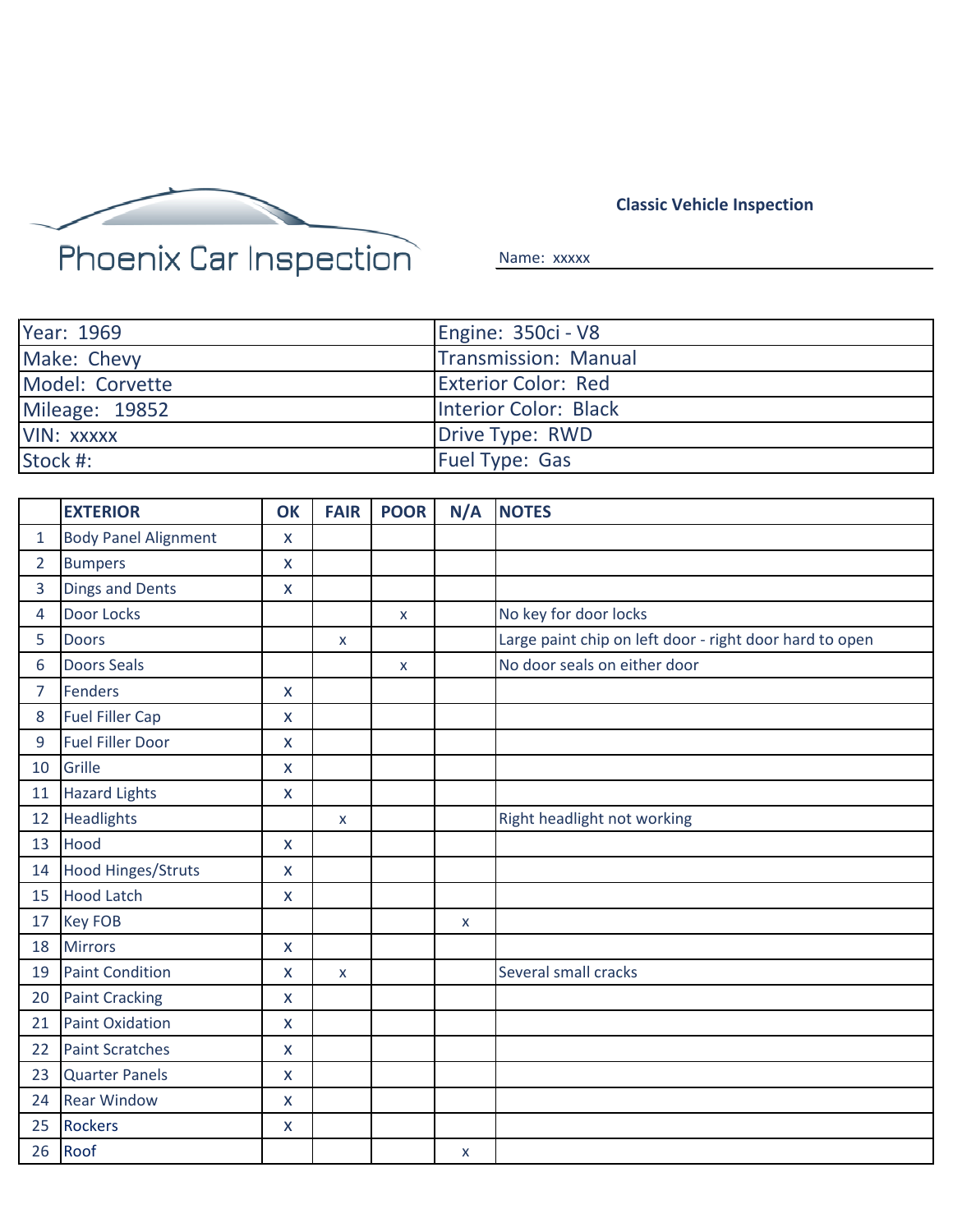Phoenix Car Inspection

**Classic Vehicle Inspection**

Name: xxxxx

| | |
|---|---|
| Year: 1969 | Engine: 350ci - V8 |
| Make: Chevy | Transmission: Manual |
| Model: Corvette | Exterior Color: Red |
| Mileage: 19852 | Interior Color: Black |
| VIN: xxxxx | Drive Type: RWD |
| Stock #: | Fuel Type: Gas |

| | EXTERIOR | OK | FAIR | POOR | N/A | NOTES |
|---|---|---|---|---|---|---|
| 1 | Body Panel Alignment | x | | | | |
| 2 | Bumpers | x | | | | |
| 3 | Dings and Dents | x | | | | |
| 4 | Door Locks | | | x | | No key for door locks |
| 5 | Doors | | x | | | Large paint chip on left door - right door hard to open |
| 6 | Doors Seals | | | x | | No door seals on either door |
| 7 | Fenders | x | | | | |
| 8 | Fuel Filler Cap | x | | | | |
| 9 | Fuel Filler Door | x | | | | |
| 10 | Grille | x | | | | |
| 11 | Hazard Lights | x | | | | |
| 12 | Headlights | | x | | | Right headlight not working |
| 13 | Hood | x | | | | |
| 14 | Hood Hinges/Struts | x | | | | |
| 15 | Hood Latch | x | | | | |
| 17 | Key FOB | | | | x | |
| 18 | Mirrors | x | | | | |
| 19 | Paint Condition | x | x | | | Several small cracks |
| 20 | Paint Cracking | x | | | | |
| 21 | Paint Oxidation | x | | | | |
| 22 | Paint Scratches | x | | | | |
| 23 | Quarter Panels | x | | | | |
| 24 | Rear Window | x | | | | |
| 25 | Rockers | x | | | | |
| 26 | Roof | | | | x | |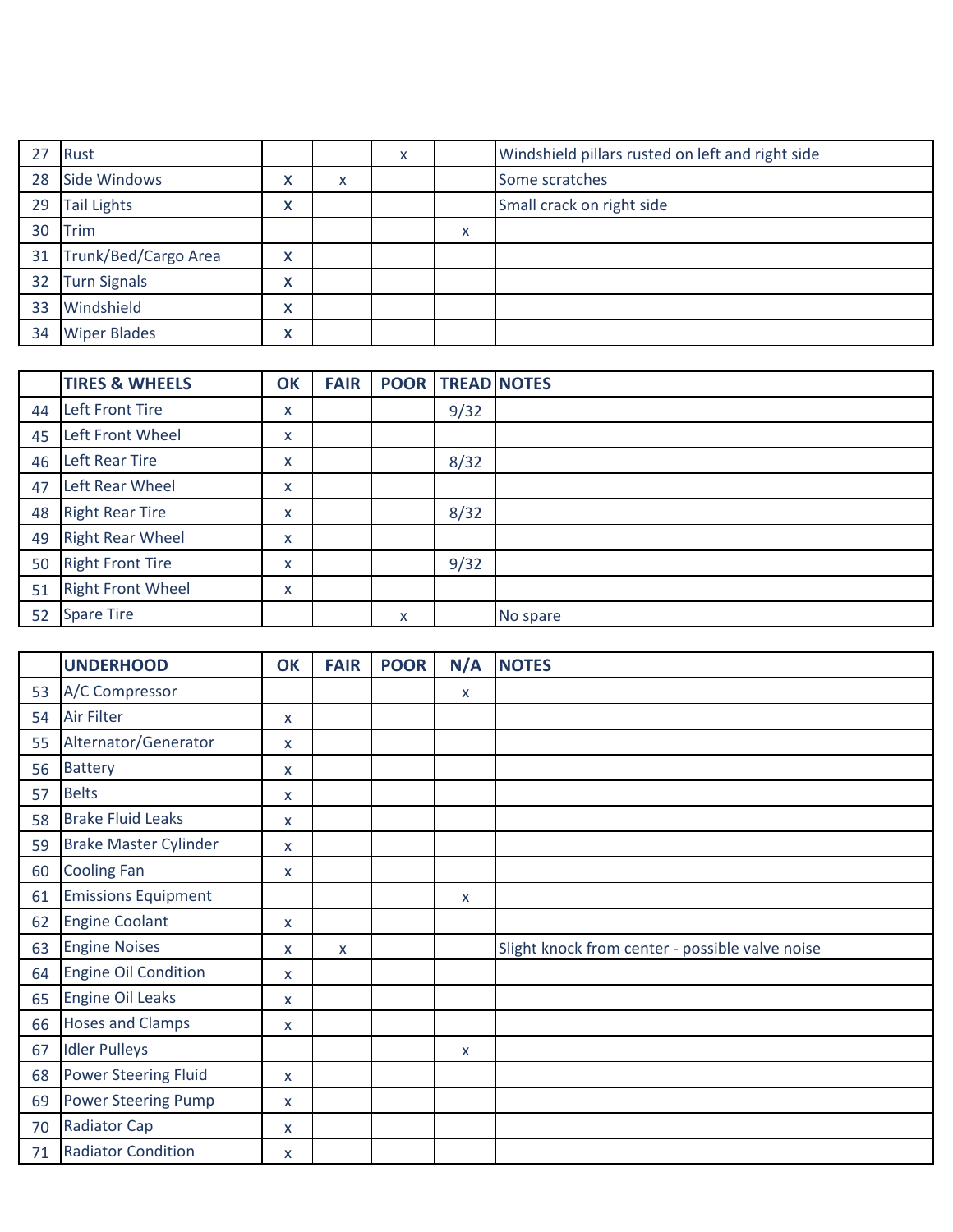| | | | | | | |
|---|---|---|---|---|---|---|
| 27 | Rust | | | x | | Windshield pillars rusted on left and right side |
| 28 | Side Windows | X | x | | | Some scratches |
| 29 | Tail Lights | X | | | | Small crack on right side |
| 30 | Trim | | | | x | |
| 31 | Trunk/Bed/Cargo Area | X | | | | |
| 32 | Turn Signals | X | | | | |
| 33 | Windshield | X | | | | |
| 34 | Wiper Blades | X | | | | |

| | TIRES & WHEELS | OK | FAIR | POOR | TREAD | NOTES |
|---|---|---|---|---|---|---|
| 44 | Left Front Tire | x | | | 9/32 | |
| 45 | Left Front Wheel | x | | | | |
| 46 | Left Rear Tire | x | | | 8/32 | |
| 47 | Left Rear Wheel | x | | | | |
| 48 | Right Rear Tire | x | | | 8/32 | |
| 49 | Right Rear Wheel | x | | | | |
| 50 | Right Front Tire | x | | | 9/32 | |
| 51 | Right Front Wheel | x | | | | |
| 52 | Spare Tire | | | x | | No spare |

| | UNDERHOOD | OK | FAIR | POOR | N/A | NOTES |
|---|---|---|---|---|---|---|
| 53 | A/C Compressor | | | | x | |
| 54 | Air Filter | x | | | | |
| 55 | Alternator/Generator | x | | | | |
| 56 | Battery | x | | | | |
| 57 | Belts | x | | | | |
| 58 | Brake Fluid Leaks | x | | | | |
| 59 | Brake Master Cylinder | x | | | | |
| 60 | Cooling Fan | x | | | | |
| 61 | Emissions Equipment | | | | x | |
| 62 | Engine Coolant | x | | | | |
| 63 | Engine Noises | x | x | | | Slight knock from center - possible valve noise |
| 64 | Engine Oil Condition | x | | | | |
| 65 | Engine Oil Leaks | x | | | | |
| 66 | Hoses and Clamps | x | | | | |
| 67 | Idler Pulleys | | | | x | |
| 68 | Power Steering Fluid | x | | | | |
| 69 | Power Steering Pump | x | | | | |
| 70 | Radiator Cap | x | | | | |
| 71 | Radiator Condition | x | | | | |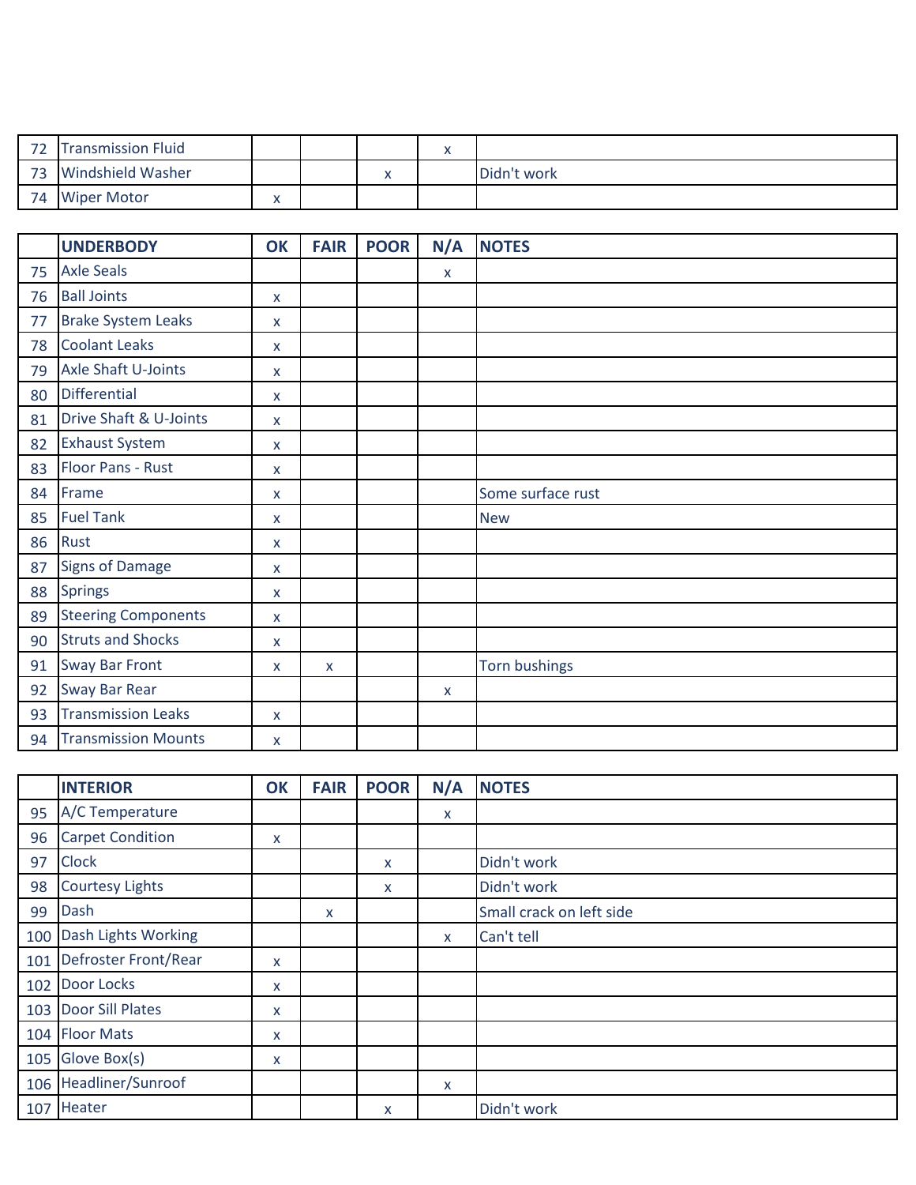| | | OK | FAIR | POOR | N/A | NOTES |
|---|---|---|---|---|---|---|
| 72 | Transmission Fluid | | | | x | |
| 73 | Windshield Washer | | | x | | Didn't work |
| 74 | Wiper Motor | x | | | | |

| | **UNDERBODY** | **OK** | **FAIR** | **POOR** | **N/A** | **NOTES** |
|---|---|---|---|---|---|---|
| 75 | Axle Seals | | | | x | |
| 76 | Ball Joints | x | | | | |
| 77 | Brake System Leaks | x | | | | |
| 78 | Coolant Leaks | x | | | | |
| 79 | Axle Shaft U-Joints | x | | | | |
| 80 | Differential | x | | | | |
| 81 | Drive Shaft & U-Joints | x | | | | |
| 82 | Exhaust System | x | | | | |
| 83 | Floor Pans - Rust | x | | | | |
| 84 | Frame | x | | | | Some surface rust |
| 85 | Fuel Tank | x | | | | New |
| 86 | Rust | x | | | | |
| 87 | Signs of Damage | x | | | | |
| 88 | Springs | x | | | | |
| 89 | Steering Components | x | | | | |
| 90 | Struts and Shocks | x | | | | |
| 91 | Sway Bar Front | x | x | | | Torn bushings |
| 92 | Sway Bar Rear | | | | x | |
| 93 | Transmission Leaks | x | | | | |
| 94 | Transmission Mounts | x | | | | |

| | **INTERIOR** | **OK** | **FAIR** | **POOR** | **N/A** | **NOTES** |
|---|---|---|---|---|---|---|
| 95 | A/C Temperature | | | | x | |
| 96 | Carpet Condition | x | | | | |
| 97 | Clock | | | x | | Didn't work |
| 98 | Courtesy Lights | | | x | | Didn't work |
| 99 | Dash | | x | | | Small crack on left side |
| 100 | Dash Lights Working | | | | x | Can't tell |
| 101 | Defroster Front/Rear | x | | | | |
| 102 | Door Locks | x | | | | |
| 103 | Door Sill Plates | x | | | | |
| 104 | Floor Mats | x | | | | |
| 105 | Glove Box(s) | x | | | | |
| 106 | Headliner/Sunroof | | | | x | |
| 107 | Heater | | | x | | Didn't work |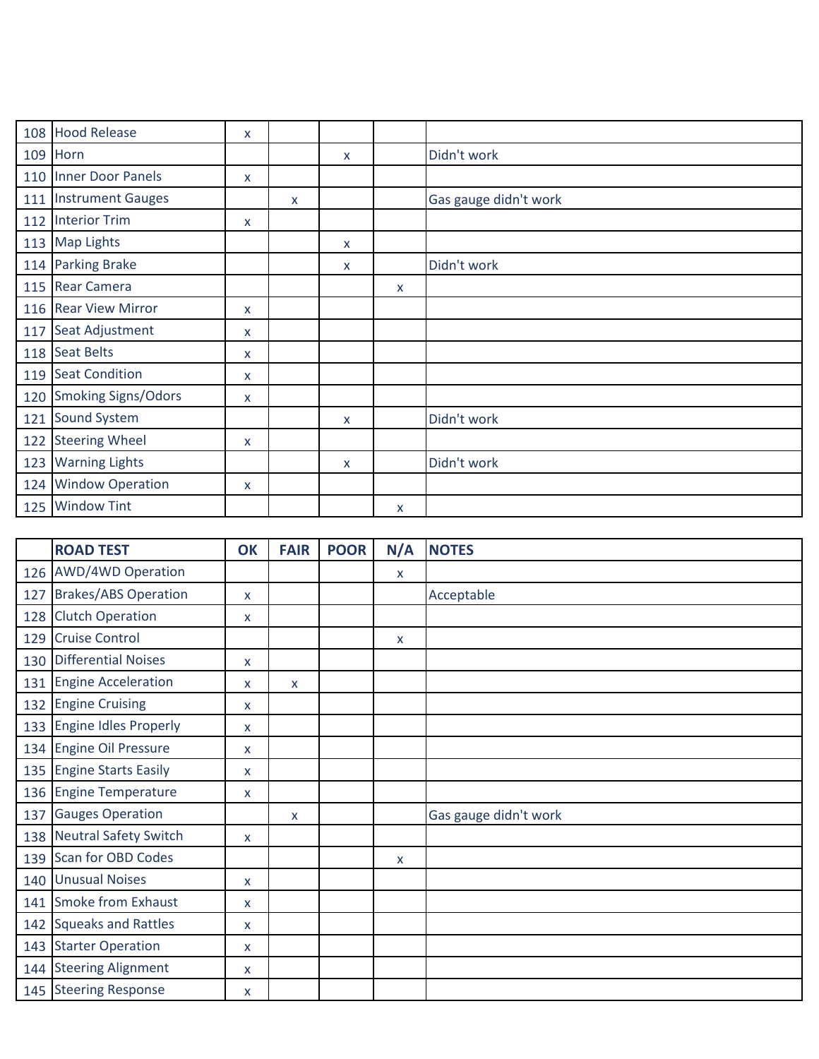| | | OK | FAIR | POOR | N/A | NOTES |
|---|---|---|---|---|---|---|
| 108 | Hood Release | x | | | | |
| 109 | Horn | | | x | | Didn't work |
| 110 | Inner Door Panels | x | | | | |
| 111 | Instrument Gauges | | x | | | Gas gauge didn't work |
| 112 | Interior Trim | x | | | | |
| 113 | Map Lights | | | x | | |
| 114 | Parking Brake | | | x | | Didn't work |
| 115 | Rear Camera | | | | x | |
| 116 | Rear View Mirror | x | | | | |
| 117 | Seat Adjustment | x | | | | |
| 118 | Seat Belts | x | | | | |
| 119 | Seat Condition | x | | | | |
| 120 | Smoking Signs/Odors | x | | | | |
| 121 | Sound System | | | x | | Didn't work |
| 122 | Steering Wheel | x | | | | |
| 123 | Warning Lights | | | x | | Didn't work |
| 124 | Window Operation | x | | | | |
| 125 | Window Tint | | | | x | |

| | ROAD TEST | OK | FAIR | POOR | N/A | NOTES |
|---|---|---|---|---|---|---|
| 126 | AWD/4WD Operation | | | | x | |
| 127 | Brakes/ABS Operation | x | | | | Acceptable |
| 128 | Clutch Operation | x | | | | |
| 129 | Cruise Control | | | | x | |
| 130 | Differential Noises | x | | | | |
| 131 | Engine Acceleration | x | x | | | |
| 132 | Engine Cruising | x | | | | |
| 133 | Engine Idles Properly | x | | | | |
| 134 | Engine Oil Pressure | x | | | | |
| 135 | Engine Starts Easily | x | | | | |
| 136 | Engine Temperature | x | | | | |
| 137 | Gauges Operation | | x | | | Gas gauge didn't work |
| 138 | Neutral Safety Switch | x | | | | |
| 139 | Scan for OBD Codes | | | | x | |
| 140 | Unusual Noises | x | | | | |
| 141 | Smoke from Exhaust | x | | | | |
| 142 | Squeaks and Rattles | x | | | | |
| 143 | Starter Operation | x | | | | |
| 144 | Steering Alignment | x | | | | |
| 145 | Steering Response | x | | | | |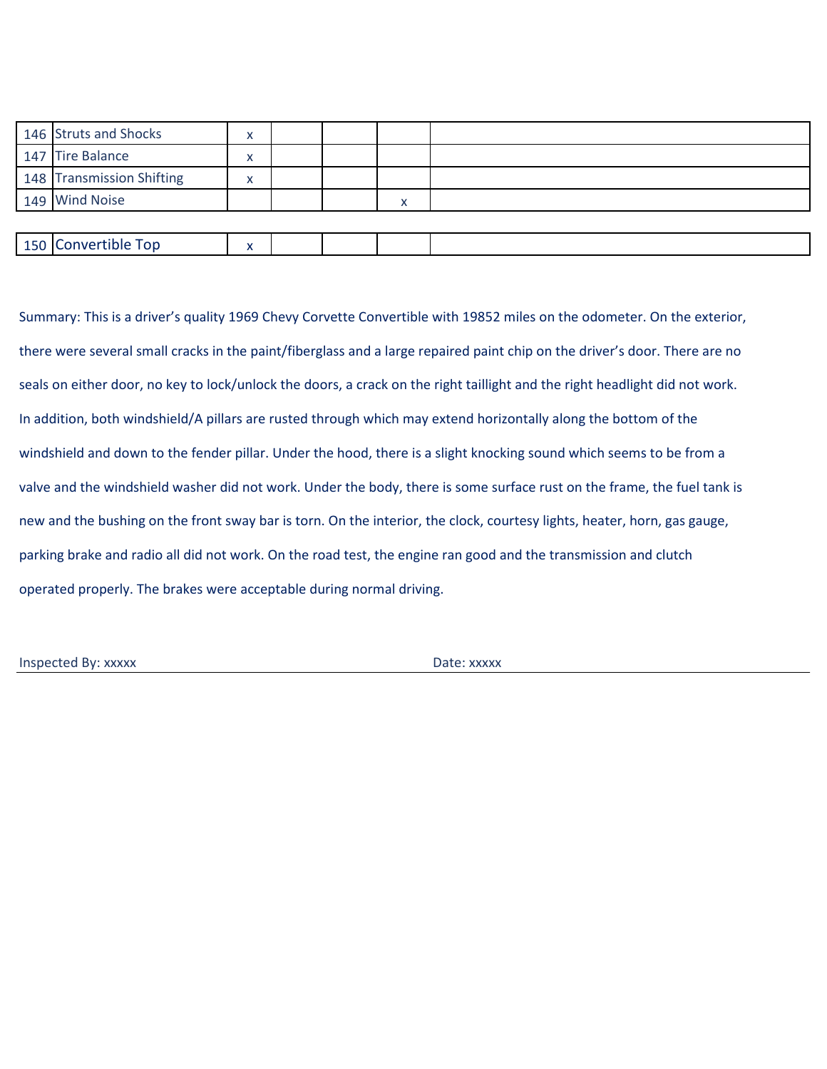| | | | | | | |
|---|---|---|---|---|---|---|
| 146 | Struts and Shocks | x | | | | |
| 147 | Tire Balance | x | | | | |
| 148 | Transmission Shifting | x | | | | |
| 149 | Wind Noise | | | | x | |
| 150 | Convertible Top | x | | | | |

Summary: This is a driver's quality 1969 Chevy Corvette Convertible with 19852 miles on the odometer. On the exterior, there were several small cracks in the paint/fiberglass and a large repaired paint chip on the driver's door. There are no seals on either door, no key to lock/unlock the doors, a crack on the right taillight and the right headlight did not work. In addition, both windshield/A pillars are rusted through which may extend horizontally along the bottom of the windshield and down to the fender pillar. Under the hood, there is a slight knocking sound which seems to be from a valve and the windshield washer did not work. Under the body, there is some surface rust on the frame, the fuel tank is new and the bushing on the front sway bar is torn. On the interior, the clock, courtesy lights, heater, horn, gas gauge, parking brake and radio all did not work. On the road test, the engine ran good and the transmission and clutch operated properly. The brakes were acceptable during normal driving.

Inspected By: xxxxx Date: xxxxx